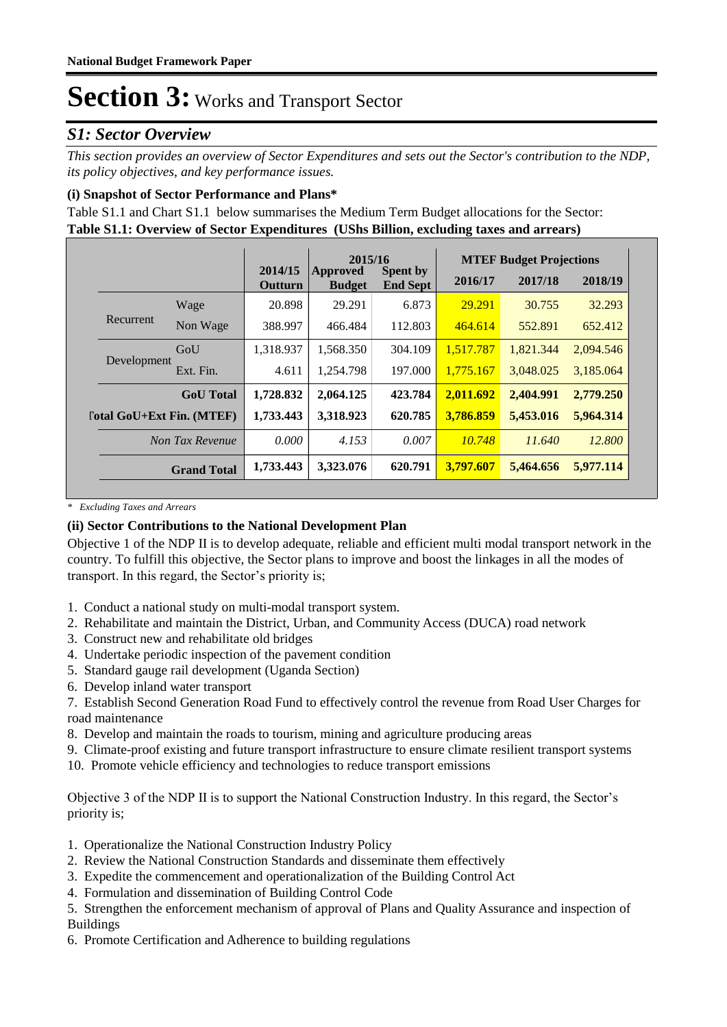**National Budget Framework Paper**

# Section 3: Works and Transport Sector

## *S1: Sector Overview*

*This section provides an overview of Sector Expenditures and sets out the Sector's contribution to the NDP, its policy objectives, and key performance issues.*

### (i) Snapshot of Sector Performance and Plans*

Table S1.1 and Chart S1.1 below summarises the Medium Term Budget allocations for the Sector:

**Table S1.1: Overview of Sector Expenditures (UShs Billion, excluding taxes and arrears)**

| | | 2014/15 | 2015/16 | | MTEF Budget Projections | | |
|---|---|---|---|---|---|---|---|
| | | Outturn | Approved Budget | Spent by End Sept | 2016/17 | 2017/18 | 2018/19 |
| Recurrent | Wage | 20.898 | 29.291 | 6.873 | 29.291 | 30.755 | 32.293 |
| | Non Wage | 388.997 | 466.484 | 112.803 | 464.614 | 552.891 | 652.412 |
| Development | GoU | 1,318.937 | 1,568.350 | 304.109 | 1,517.787 | 1,821.344 | 2,094.546 |
| | Ext. Fin. | 4.611 | 1,254.798 | 197.000 | 1,775.167 | 3,048.025 | 3,185.064 |
| | **GoU Total** | **1,728.832** | **2,064.125** | **423.784** | **2,011.692** | **2,404.991** | **2,779.250** |
| | **Total GoU+Ext Fin. (MTEF)** | **1,733.443** | **3,318.923** | **620.785** | **3,786.859** | **5,453.016** | **5,964.314** |
| | *Non Tax Revenue* | *0.000* | *4.153* | *0.007* | *10.748* | *11.640* | *12.800* |
| | **Grand Total** | **1,733.443** | **3,323.076** | **620.791** | **3,797.607** | **5,464.656** | **5,977.114** |

\* *Excluding Taxes and Arrears*

### (ii) Sector Contributions to the National Development Plan

Objective 1 of the NDP II is to develop adequate, reliable and efficient multi modal transport network in the country. To fulfill this objective, the Sector plans to improve and boost the linkages in all the modes of transport. In this regard, the Sector's priority is;

1. Conduct a national study on multi-modal transport system.
2. Rehabilitate and maintain the District, Urban, and Community Access (DUCA) road network
3. Construct new and rehabilitate old bridges
4. Undertake periodic inspection of the pavement condition
5. Standard gauge rail development (Uganda Section)
6. Develop inland water transport
7. Establish Second Generation Road Fund to effectively control the revenue from Road User Charges for road maintenance
8. Develop and maintain the roads to tourism, mining and agriculture producing areas
9. Climate-proof existing and future transport infrastructure to ensure climate resilient transport systems
10. Promote vehicle efficiency and technologies to reduce transport emissions

Objective 3 of the NDP II is to support the National Construction Industry. In this regard, the Sector's priority is;

1. Operationalize the National Construction Industry Policy
2. Review the National Construction Standards and disseminate them effectively
3. Expedite the commencement and operationalization of the Building Control Act
4. Formulation and dissemination of Building Control Code
5. Strengthen the enforcement mechanism of approval of Plans and Quality Assurance and inspection of Buildings
6. Promote Certification and Adherence to building regulations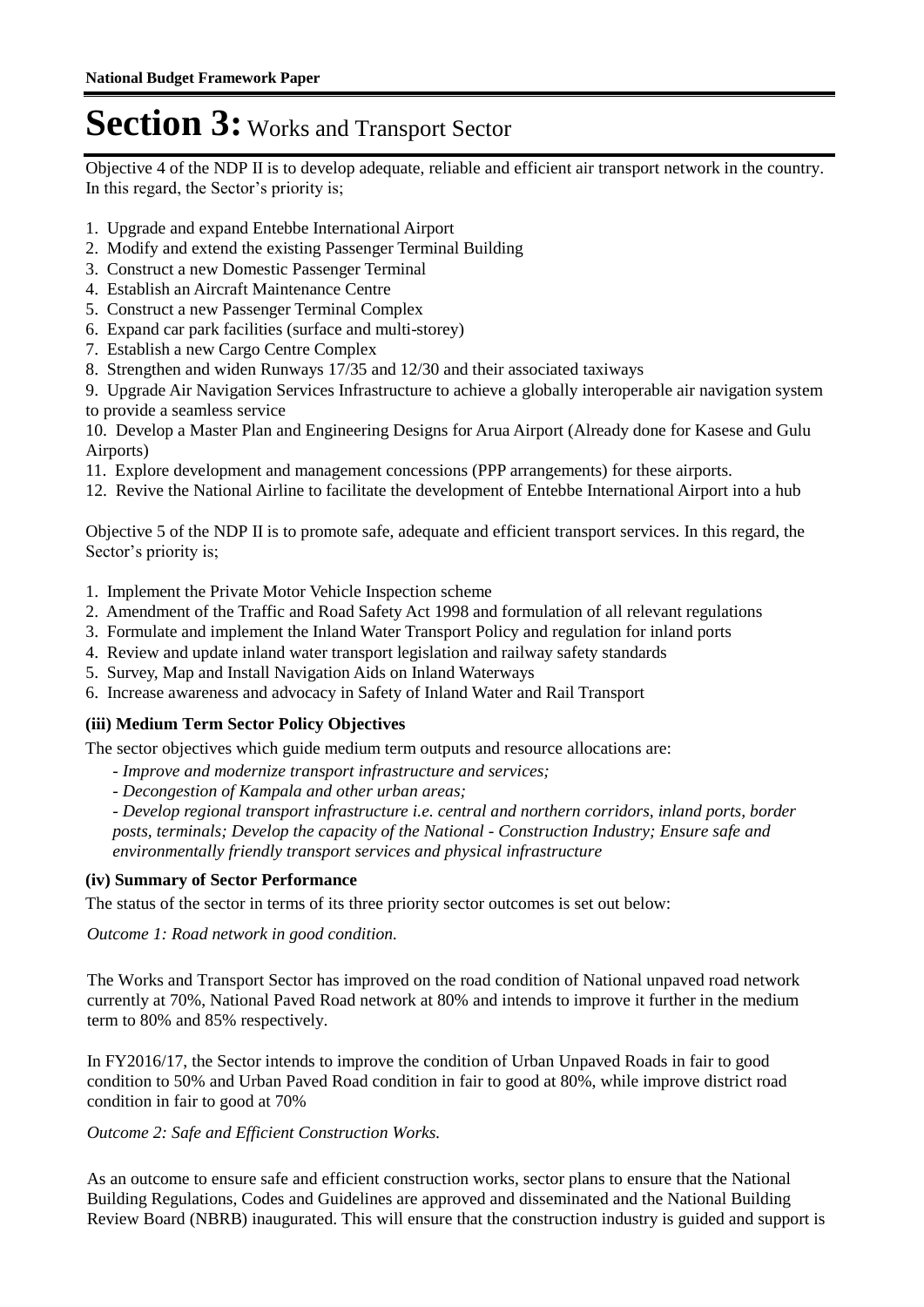# Section 3: Works and Transport Sector

Objective 4 of the NDP II is to develop adequate, reliable and efficient air transport network in the country. In this regard, the Sector's priority is;

1. Upgrade and expand Entebbe International Airport
2. Modify and extend the existing Passenger Terminal Building
3. Construct a new Domestic Passenger Terminal
4. Establish an Aircraft Maintenance Centre
5. Construct a new Passenger Terminal Complex
6. Expand car park facilities (surface and multi-storey)
7. Establish a new Cargo Centre Complex
8. Strengthen and widen Runways 17/35 and 12/30 and their associated taxiways
9. Upgrade Air Navigation Services Infrastructure to achieve a globally interoperable air navigation system to provide a seamless service
10. Develop a Master Plan and Engineering Designs for Arua Airport (Already done for Kasese and Gulu Airports)
11. Explore development and management concessions (PPP arrangements) for these airports.
12. Revive the National Airline to facilitate the development of Entebbe International Airport into a hub

Objective 5 of the NDP II is to promote safe, adequate and efficient transport services. In this regard, the Sector's priority is;

1. Implement the Private Motor Vehicle Inspection scheme
2. Amendment of the Traffic and Road Safety Act 1998 and formulation of all relevant regulations
3. Formulate and implement the Inland Water Transport Policy and regulation for inland ports
4. Review and update inland water transport legislation and railway safety standards
5. Survey, Map and Install Navigation Aids on Inland Waterways
6. Increase awareness and advocacy in Safety of Inland Water and Rail Transport

### (iii) Medium Term Sector Policy Objectives

The sector objectives which guide medium term outputs and resource allocations are:

*- Improve and modernize transport infrastructure and services;*

*- Decongestion of Kampala and other urban areas;*

*- Develop regional transport infrastructure i.e. central and northern corridors, inland ports, border posts, terminals; Develop the capacity of the National - Construction Industry; Ensure safe and environmentally friendly transport services and physical infrastructure*

### (iv) Summary of Sector Performance

The status of the sector in terms of its three priority sector outcomes is set out below:

*Outcome 1: Road network in good condition.*

The Works and Transport Sector has improved on the road condition of National unpaved road network currently at 70%, National Paved Road network at 80% and intends to improve it further in the medium term to 80% and 85% respectively.

In FY2016/17, the Sector intends to improve the condition of Urban Unpaved Roads in fair to good condition to 50% and Urban Paved Road condition in fair to good at 80%, while improve district road condition in fair to good at 70%

*Outcome 2: Safe and Efficient Construction Works.*

As an outcome to ensure safe and efficient construction works, sector plans to ensure that the National Building Regulations, Codes and Guidelines are approved and disseminated and the National Building Review Board (NBRB) inaugurated. This will ensure that the construction industry is guided and support is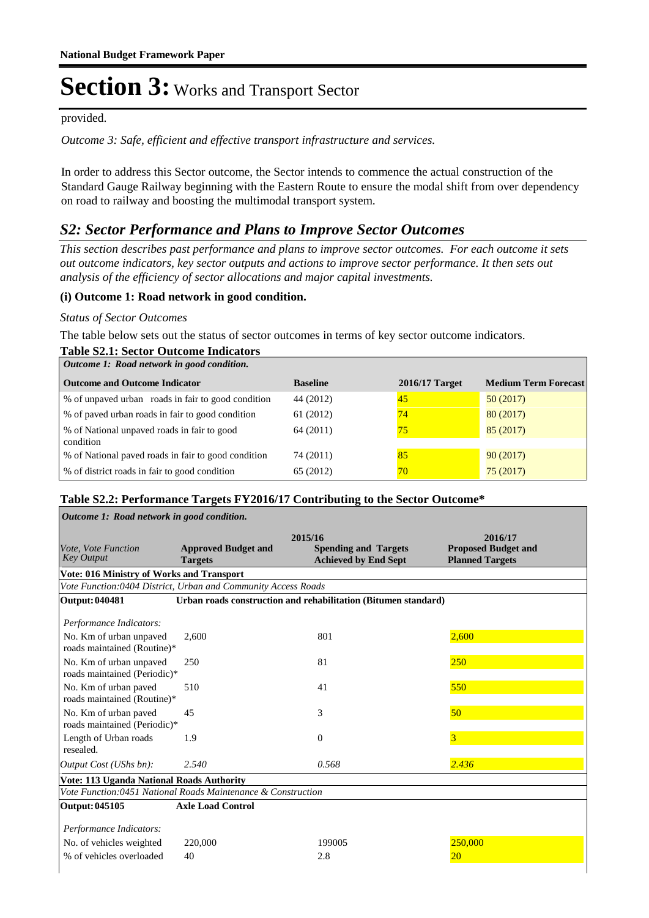provided.

*Outcome 3: Safe, efficient and effective transport infrastructure and services.*

In order to address this Sector outcome, the Sector intends to commence the actual construction of the Standard Gauge Railway beginning with the Eastern Route to ensure the modal shift from over dependency on road to railway and boosting the multimodal transport system.

## *S2: Sector Performance and Plans to Improve Sector Outcomes*

*This section describes past performance and plans to improve sector outcomes. For each outcome it sets out outcome indicators, key sector outputs and actions to improve sector performance. It then sets out analysis of the efficiency of sector allocations and major capital investments.*

### (i) Outcome 1: Road network in good condition.

*Status of Sector Outcomes*

The table below sets out the status of sector outcomes in terms of key sector outcome indicators.

**Table S2.1: Sector Outcome Indicators**

| *Outcome 1: Road network in good condition.* | | | |
|---|---|---|---|
| **Outcome and Outcome Indicator** | **Baseline** | **2016/17 Target** | **Medium Term Forecast** |
| % of unpaved urban roads in fair to good condition | 44 (2012) | 45 | 50 (2017) |
| % of paved urban roads in fair to good condition | 61 (2012) | 74 | 80 (2017) |
| % of National unpaved roads in fair to good condition | 64 (2011) | 75 | 85 (2017) |
| % of National paved roads in fair to good condition | 74 (2011) | 85 | 90 (2017) |
| % of district roads in fair to good condition | 65 (2012) | 70 | 75 (2017) |

**Table S2.2: Performance Targets FY2016/17 Contributing to the Sector Outcome***

| *Outcome 1: Road network in good condition.* | | | |
|---|---|---|---|
| | 2015/16 | | 2016/17 |
| *Vote, Vote Function Key Output* | **Approved Budget and Targets** | **Spending and Targets Achieved by End Sept** | **Proposed Budget and Planned Targets** |
| **Vote: 016 Ministry of Works and Transport** | | | |
| *Vote Function:0404 District, Urban and Community Access Roads* | | | |
| **Output: 040481** | **Urban roads construction and rehabilitation (Bitumen standard)** | | |
| *Performance Indicators:* | | | |
| No. Km of urban unpaved roads maintained (Routine)* | 2,600 | 801 | 2,600 |
| No. Km of urban unpaved roads maintained (Periodic)* | 250 | 81 | 250 |
| No. Km of urban paved roads maintained (Routine)* | 510 | 41 | 550 |
| No. Km of urban paved roads maintained (Periodic)* | 45 | 3 | 50 |
| Length of Urban roads resealed. | 1.9 | 0 | 3 |
| *Output Cost (UShs bn):* | *2.540* | *0.568* | *2.436* |
| **Vote: 113 Uganda National Roads Authority** | | | |
| *Vote Function:0451 National Roads Maintenance & Construction* | | | |
| **Output: 045105** | **Axle Load Control** | | |
| *Performance Indicators:* | | | |
| No. of vehicles weighted | 220,000 | 199005 | 250,000 |
| % of vehicles overloaded | 40 | 2.8 | 20 |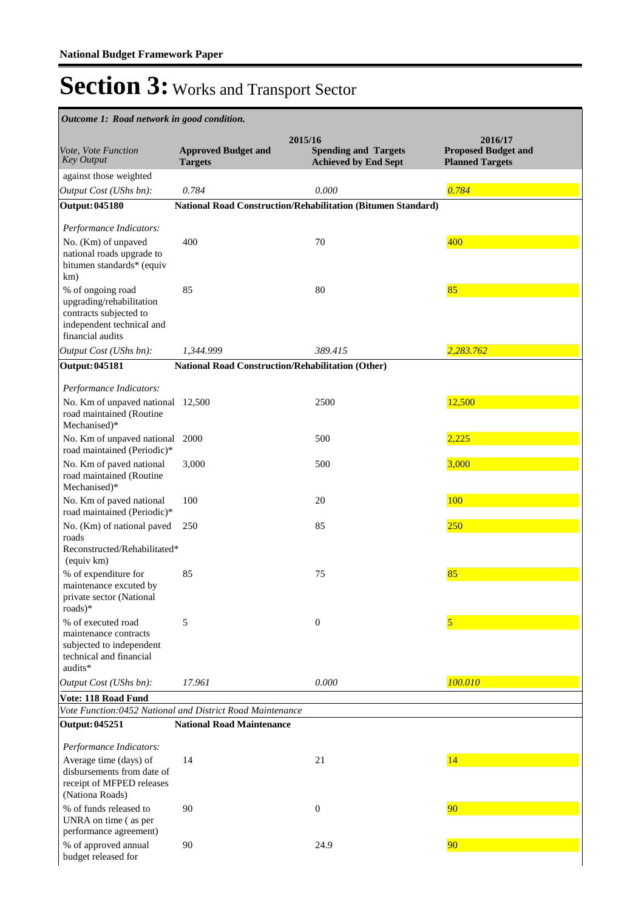**National Budget Framework Paper**

# Section 3: Works and Transport Sector

*Outcome 1: Road network in good condition.*

| *Vote, Vote Function Key Output* | 2015/16 Approved Budget and Targets | 2015/16 Spending and Targets Achieved by End Sept | 2016/17 Proposed Budget and Planned Targets |
|---|---|---|---|
| against those weighted | | | |
| *Output Cost (UShs bn):* | *0.784* | *0.000* | *0.784* |
| **Output: 045180** | **National Road Construction/Rehabilitation (Bitumen Standard)** | | |
| *Performance Indicators:* | | | |
| No. (Km) of unpaved national roads upgrade to bitumen standards* (equiv km) | 400 | 70 | 400 |
| % of ongoing road upgrading/rehabilitation contracts subjected to independent technical and financial audits | 85 | 80 | 85 |
| *Output Cost (UShs bn):* | *1,344.999* | *389.415* | *2,283.762* |
| **Output: 045181** | **National Road Construction/Rehabilitation (Other)** | | |
| *Performance Indicators:* | | | |
| No. Km of unpaved national road maintained (Routine Mechanised)* | 12,500 | 2500 | 12,500 |
| No. Km of unpaved national road maintained (Periodic)* | 2000 | 500 | 2,225 |
| No. Km of paved national road maintained (Routine Mechanised)* | 3,000 | 500 | 3,000 |
| No. Km of paved national road maintained (Periodic)* | 100 | 20 | 100 |
| No. (Km) of national paved roads Reconstructed/Rehabilitated* (equiv km) | 250 | 85 | 250 |
| % of expenditure for maintenance excuted by private sector (National roads)* | 85 | 75 | 85 |
| % of executed road maintenance contracts subjected to independent technical and financial audits* | 5 | 0 | 5 |
| *Output Cost (UShs bn):* | *17.961* | *0.000* | *100.010* |
| **Vote: 118 Road Fund** | | | |
| *Vote Function:0452 National and District Road Maintenance* | | | |
| **Output: 045251** | **National Road Maintenance** | | |
| *Performance Indicators:* | | | |
| Average time (days) of disbursements from date of receipt of MFPED releases (Nationa Roads) | 14 | 21 | 14 |
| % of funds released to UNRA on time ( as per performance agreement) | 90 | 0 | 90 |
| % of approved annual budget released for | 90 | 24.9 | 90 |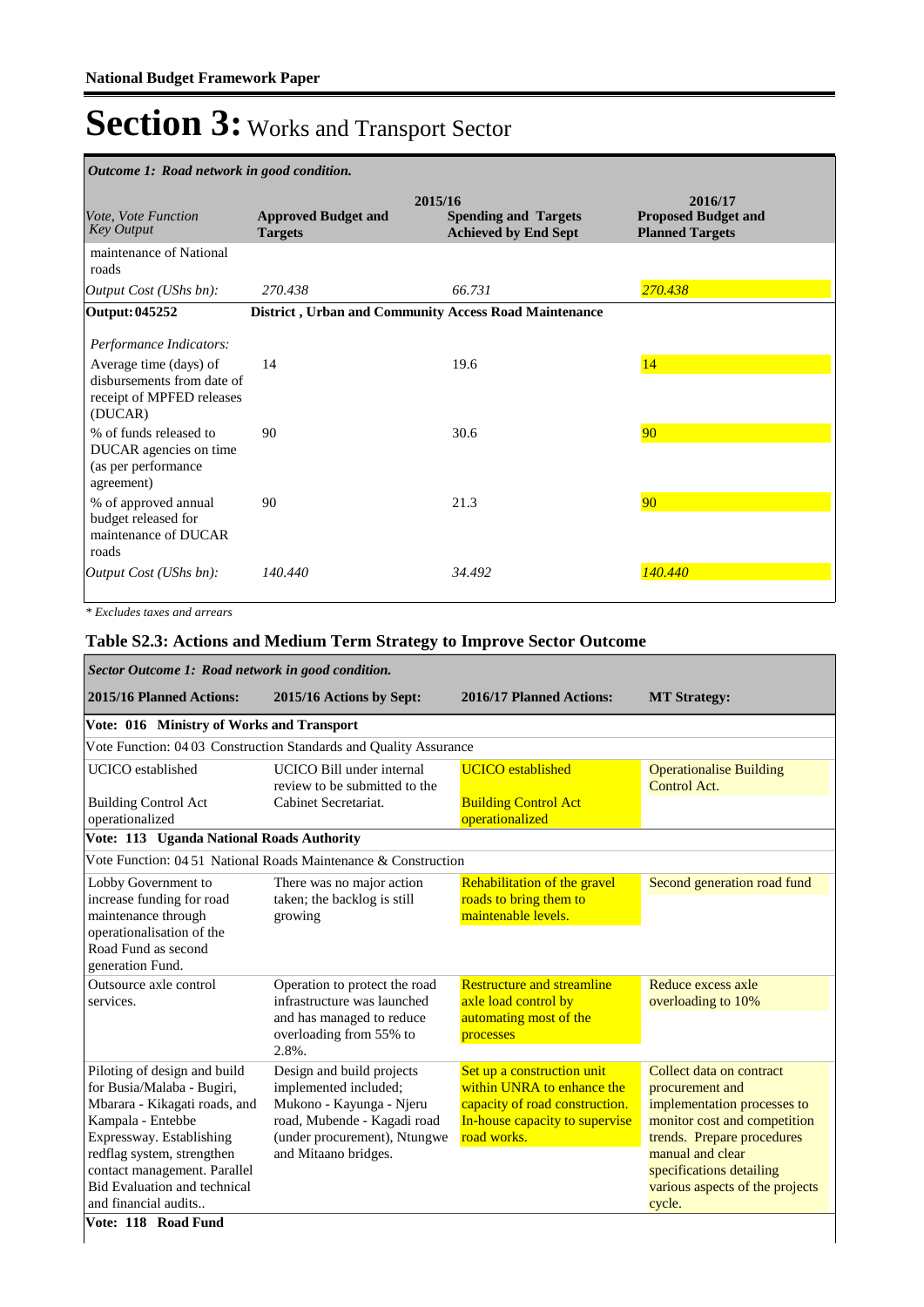**National Budget Framework Paper**

# Section 3: Works and Transport Sector

*Outcome 1: Road network in good condition.*

| *Vote, Vote Function Key Output* | 2015/16 **Approved Budget and Targets** | **Spending and Targets Achieved by End Sept** | 2016/17 **Proposed Budget and Planned Targets** |
|---|---|---|---|
| maintenance of National roads | | | |
| *Output Cost (UShs bn):* | *270.438* | *66.731* | *270.438* |
| **Output: 045252** | **District , Urban and Community Access Road Maintenance** | | |
| *Performance Indicators:* | | | |
| Average time (days) of disbursements from date of receipt of MPFED releases (DUCAR) | 14 | 19.6 | 14 |
| % of funds released to DUCAR agencies on time (as per performance agreement) | 90 | 30.6 | 90 |
| % of approved annual budget released for maintenance of DUCAR roads | 90 | 21.3 | 90 |
| *Output Cost (UShs bn):* | *140.440* | *34.492* | *140.440* |

*\* Excludes taxes and arrears*

## Table S2.3: Actions and Medium Term Strategy to Improve Sector Outcome

*Sector Outcome 1: Road network in good condition.*

| **2015/16 Planned Actions:** | **2015/16 Actions by Sept:** | **2016/17 Planned Actions:** | **MT Strategy:** |
|---|---|---|---|
| **Vote: 016 Ministry of Works and Transport** | | | |
| Vote Function: 04 03 Construction Standards and Quality Assurance | | | |
| UCICO established<br><br>Building Control Act operationalized | UCICO Bill under internal review to be submitted to the Cabinet Secretariat. | UCICO established<br><br>Building Control Act operationalized | Operationalise Building Control Act. |
| **Vote: 113 Uganda National Roads Authority** | | | |
| Vote Function: 04 51 National Roads Maintenance & Construction | | | |
| Lobby Government to increase funding for road maintenance through operationalisation of the Road Fund as second generation Fund. | There was no major action taken; the backlog is still growing | Rehabilitation of the gravel roads to bring them to maintenable levels. | Second generation road fund |
| Outsource axle control services. | Operation to protect the road infrastructure was launched and has managed to reduce overloading from 55% to 2.8%. | Restructure and streamline axle load control by automating most of the processes | Reduce excess axle overloading to 10% |
| Piloting of design and build for Busia/Malaba - Bugiri, Mbarara - Kikagati roads, and Kampala - Entebbe Expressway. Establishing redflag system, strengthen contact management. Parallel Bid Evaluation and technical and financial audits.. | Design and build projects implemented included; Mukono - Kayunga - Njeru road, Mubende - Kagadi road (under procurement), Ntungwe and Mitaano bridges. | Set up a construction unit within UNRA to enhance the capacity of road construction. In-house capacity to supervise road works. | Collect data on contract procurement and implementation processes to monitor cost and competition trends. Prepare procedures manual and clear specifications detailing various aspects of the projects cycle. |
| **Vote: 118 Road Fund** | | | |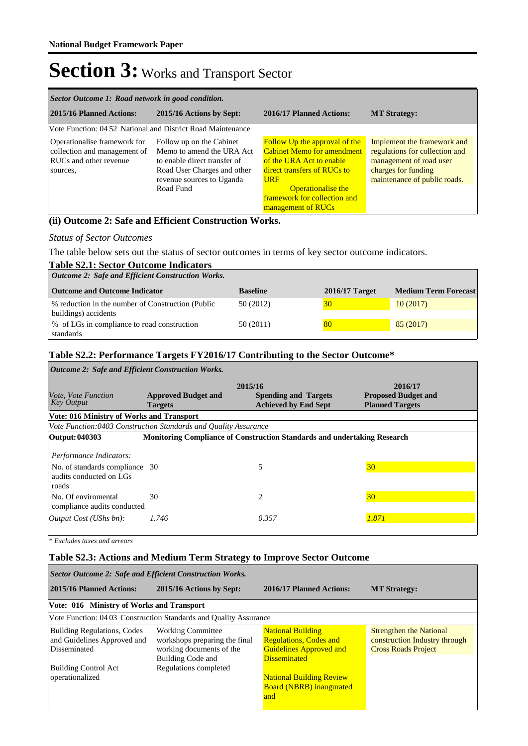# Section 3: Works and Transport Sector

| *Sector Outcome 1: Road network in good condition.* | | | |
|---|---|---|---|
| **2015/16 Planned Actions:** | **2015/16 Actions by Sept:** | **2016/17 Planned Actions:** | **MT Strategy:** |
| Vote Function: 04 52 National and District Road Maintenance | | | |
| Operationalise framework for collection and management of RUCs and other revenue sources, | Follow up on the Cabinet Memo to amend the URA Act to enable direct transfer of Road User Charges and other revenue sources to Uganda Road Fund | Follow Up the approval of the Cabinet Memo for amendment of the URA Act to enable direct transfers of RUCs to URF<br>Operationalise the framework for collection and management of RUCs | Implement the framework and regulations for collection and management of road user charges for funding maintenance of public roads. |

### (ii) Outcome 2: Safe and Efficient Construction Works.

*Status of Sector Outcomes*

The table below sets out the status of sector outcomes in terms of key sector outcome indicators.

### Table S2.1: Sector Outcome Indicators

| *Outcome 2: Safe and Efficient Construction Works.* | | | |
|---|---|---|---|
| **Outcome and Outcome Indicator** | **Baseline** | **2016/17 Target** | **Medium Term Forecast** |
| % reduction in the number of Construction (Public buildings) accidents | 50 (2012) | 30 | 10 (2017) |
| % of LGs in compliance to road construction standards | 50 (2011) | 80 | 85 (2017) |

### Table S2.2: Performance Targets FY2016/17 Contributing to the Sector Outcome*

| *Outcome 2: Safe and Efficient Construction Works.* | | | |
|---|---|---|---|
| | **2015/16** | | **2016/17** |
| *Vote, Vote Function Key Output* | **Approved Budget and Targets** | **Spending and Targets Achieved by End Sept** | **Proposed Budget and Planned Targets** |
| **Vote: 016 Ministry of Works and Transport** | | | |
| *Vote Function:0403 Construction Standards and Quality Assurance* | | | |
| **Output: 040303** | **Monitoring Compliance of Construction Standards and undertaking Research** | | |
| *Performance Indicators:* | | | |
| No. of standards compliance audits conducted on LGs roads | 30 | 5 | 30 |
| No. Of enviromental compliance audits conducted | 30 | 2 | 30 |
| *Output Cost (UShs bn):* | *1.746* | *0.357* | *1.871* |

*\* Excludes taxes and arrears*

### Table S2.3: Actions and Medium Term Strategy to Improve Sector Outcome

| *Sector Outcome 2: Safe and Efficient Construction Works.* | | | |
|---|---|---|---|
| **2015/16 Planned Actions:** | **2015/16 Actions by Sept:** | **2016/17 Planned Actions:** | **MT Strategy:** |
| **Vote: 016 Ministry of Works and Transport** | | | |
| Vote Function: 04 03 Construction Standards and Quality Assurance | | | |
| Building Regulations, Codes and Guidelines Approved and Disseminated<br><br>Building Control Act operationalized | Working Committee workshops preparing the final working documents of the Building Code and Regulations completed | National Building Regulations, Codes and Guidelines Approved and Disseminated<br><br>National Building Review Board (NBRB) inaugurated and | Strengthen the National construction Industry through Cross Roads Project |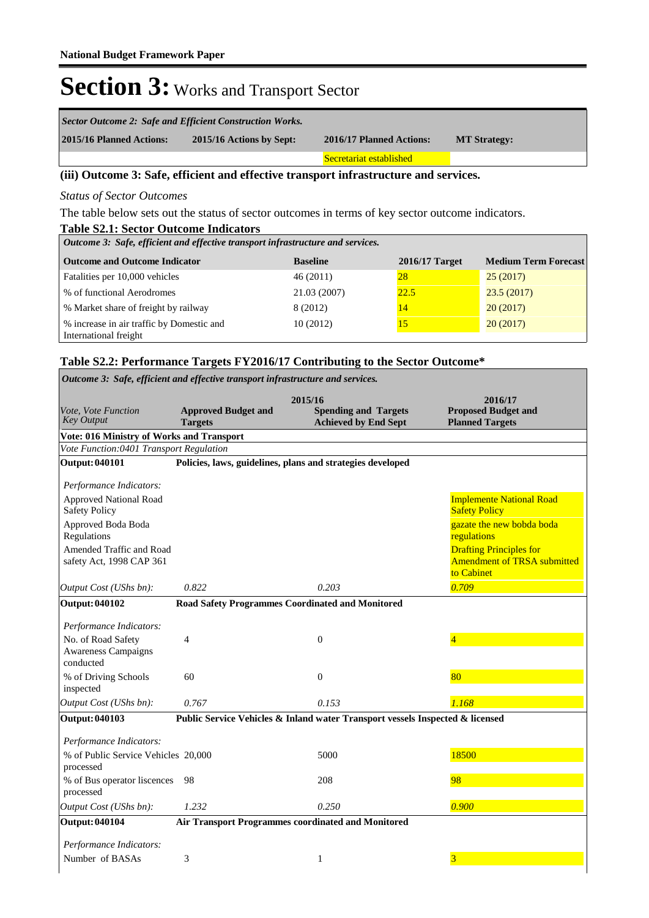**National Budget Framework Paper**

# Section 3: Works and Transport Sector

| *Sector Outcome 2: Safe and Efficient Construction Works.* | | | |
|---|---|---|---|
| **2015/16 Planned Actions:** | **2015/16 Actions by Sept:** | **2016/17 Planned Actions:** | **MT Strategy:** |
| | | Secretariat established | |

### (iii) Outcome 3: Safe, efficient and effective transport infrastructure and services.

*Status of Sector Outcomes*

The table below sets out the status of sector outcomes in terms of key sector outcome indicators.

**Table S2.1: Sector Outcome Indicators**

| *Outcome 3: Safe, efficient and effective transport infrastructure and services.* | | | |
|---|---|---|---|
| **Outcome and Outcome Indicator** | **Baseline** | **2016/17 Target** | **Medium Term Forecast** |
| Fatalities per 10,000 vehicles | 46 (2011) | 28 | 25 (2017) |
| % of functional Aerodromes | 21.03 (2007) | 22.5 | 23.5 (2017) |
| % Market share of freight by railway | 8 (2012) | 14 | 20 (2017) |
| % increase in air traffic by Domestic and International freight | 10 (2012) | 15 | 20 (2017) |

**Table S2.2: Performance Targets FY2016/17 Contributing to the Sector Outcome\***

| *Outcome 3: Safe, efficient and effective transport infrastructure and services.* | | | |
|---|---|---|---|
| | 2015/16 | | 2016/17 |
| *Vote, Vote Function Key Output* | **Approved Budget and Targets** | **Spending and Targets Achieved by End Sept** | **Proposed Budget and Planned Targets** |
| **Vote: 016 Ministry of Works and Transport** | | | |
| *Vote Function:0401 Transport Regulation* | | | |
| **Output: 040101** | **Policies, laws, guidelines, plans and strategies developed** | | |
| *Performance Indicators:* | | | |
| Approved National Road Safety Policy | | | Implemente National Road Safety Policy |
| Approved Boda Boda Regulations | | | gazate the new bobda boda regulations |
| Amended Traffic and Road safety Act, 1998 CAP 361 | | | Drafting Principles for Amendment of TRSA submitted to Cabinet |
| *Output Cost (UShs bn):* | *0.822* | *0.203* | *0.709* |
| **Output: 040102** | **Road Safety Programmes Coordinated and Monitored** | | |
| *Performance Indicators:* | | | |
| No. of Road Safety Awareness Campaigns conducted | 4 | 0 | 4 |
| % of Driving Schools inspected | 60 | 0 | 80 |
| *Output Cost (UShs bn):* | *0.767* | *0.153* | *1.168* |
| **Output: 040103** | **Public Service Vehicles & Inland water Transport vessels Inspected & licensed** | | |
| *Performance Indicators:* | | | |
| % of Public Service Vehicles processed | 20,000 | 5000 | 18500 |
| % of Bus operator liscences processed | 98 | 208 | 98 |
| *Output Cost (UShs bn):* | *1.232* | *0.250* | *0.900* |
| **Output: 040104** | **Air Transport Programmes coordinated and Monitored** | | |
| *Performance Indicators:* | | | |
| Number of BASAs | 3 | 1 | 3 |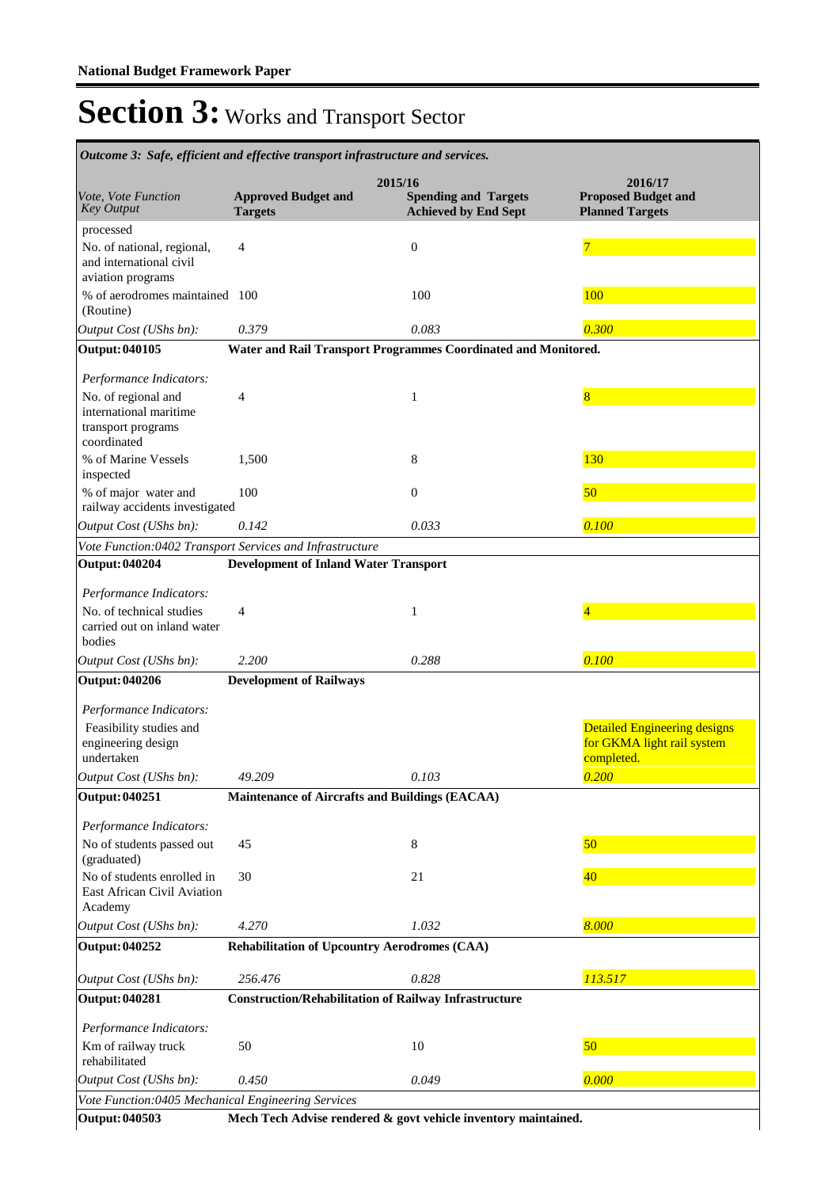**National Budget Framework Paper**

# Section 3: Works and Transport Sector

*Outcome 3: Safe, efficient and effective transport infrastructure and services.*

| *Vote, Vote Function Key Output* | 2015/16 **Approved Budget and Targets** | 2015/16 **Spending and Targets Achieved by End Sept** | 2016/17 **Proposed Budget and Planned Targets** |
|---|---|---|---|
| processed | | | |
| No. of national, regional, and international civil aviation programs | 4 | 0 | 7 |
| % of aerodromes maintained (Routine) | 100 | 100 | 100 |
| *Output Cost (UShs bn):* | *0.379* | *0.083* | *0.300* |
| **Output: 040105** | **Water and Rail Transport Programmes Coordinated and Monitored.** | | |
| *Performance Indicators:* | | | |
| No. of regional and international maritime transport programs coordinated | 4 | 1 | 8 |
| % of Marine Vessels inspected | 1,500 | 8 | 130 |
| % of major water and railway accidents investigated | 100 | 0 | 50 |
| *Output Cost (UShs bn):* | *0.142* | *0.033* | *0.100* |
| *Vote Function:0402 Transport Services and Infrastructure* | | | |
| **Output: 040204** | **Development of Inland Water Transport** | | |
| *Performance Indicators:* | | | |
| No. of technical studies carried out on inland water bodies | 4 | 1 | 4 |
| *Output Cost (UShs bn):* | *2.200* | *0.288* | *0.100* |
| **Output: 040206** | **Development of Railways** | | |
| *Performance Indicators:* | | | |
| Feasibility studies and engineering design undertaken | | | Detailed Engineering designs for GKMA light rail system completed. |
| *Output Cost (UShs bn):* | *49.209* | *0.103* | *0.200* |
| **Output: 040251** | **Maintenance of Aircrafts and Buildings (EACAA)** | | |
| *Performance Indicators:* | | | |
| No of students passed out (graduated) | 45 | 8 | 50 |
| No of students enrolled in East African Civil Aviation Academy | 30 | 21 | 40 |
| *Output Cost (UShs bn):* | *4.270* | *1.032* | *8.000* |
| **Output: 040252** | **Rehabilitation of Upcountry Aerodromes (CAA)** | | |
| *Output Cost (UShs bn):* | *256.476* | *0.828* | *113.517* |
| **Output: 040281** | **Construction/Rehabilitation of Railway Infrastructure** | | |
| *Performance Indicators:* | | | |
| Km of railway truck rehabilitated | 50 | 10 | 50 |
| *Output Cost (UShs bn):* | *0.450* | *0.049* | *0.000* |
| *Vote Function:0405 Mechanical Engineering Services* | | | |
| **Output: 040503** | **Mech Tech Advise rendered & govt vehicle inventory maintained.** | | |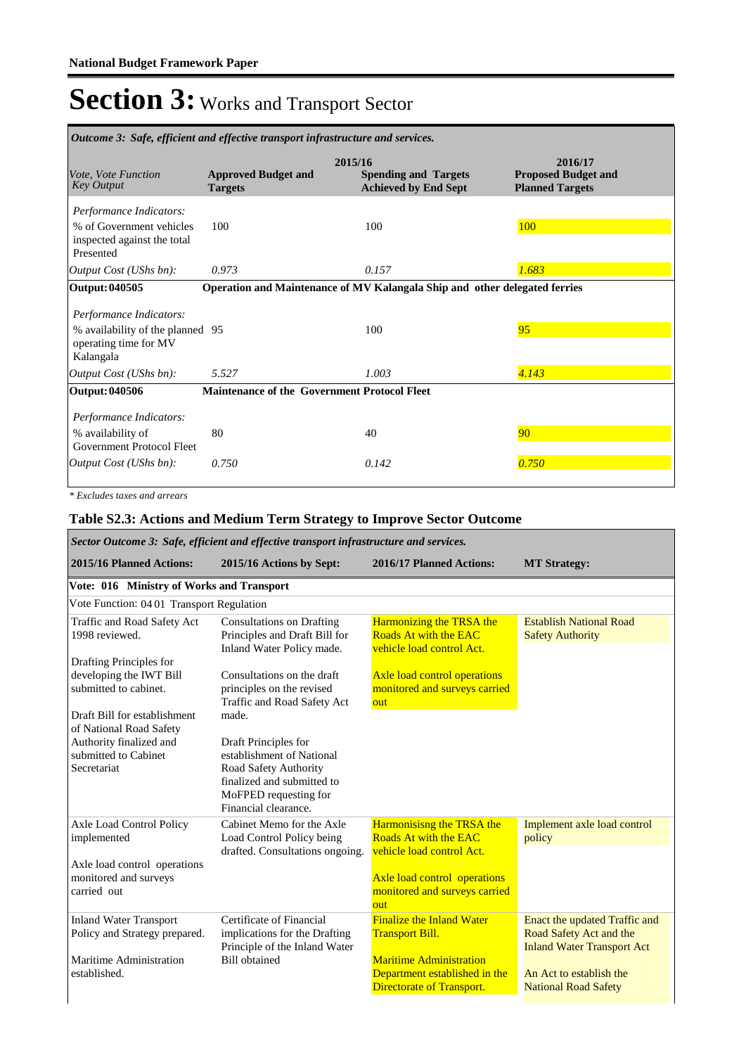**National Budget Framework Paper**

# Section 3: Works and Transport Sector

*Outcome 3: Safe, efficient and effective transport infrastructure and services.*

| *Vote, Vote Function Key Output* | 2015/16 Approved Budget and Targets | 2015/16 Spending and Targets Achieved by End Sept | 2016/17 Proposed Budget and Planned Targets |
|---|---|---|---|
| *Performance Indicators:* | | | |
| % of Government vehicles inspected against the total Presented | 100 | 100 | 100 |
| *Output Cost (UShs bn):* | *0.973* | *0.157* | *1.683* |
| **Output: 040505** | **Operation and Maintenance of MV Kalangala Ship and other delegated ferries** | | |
| *Performance Indicators:* | | | |
| % availability of the planned operating time for MV Kalangala | 95 | 100 | 95 |
| *Output Cost (UShs bn):* | *5.527* | *1.003* | *4.143* |
| **Output: 040506** | **Maintenance of the Government Protocol Fleet** | | |
| *Performance Indicators:* | | | |
| % availability of Government Protocol Fleet | 80 | 40 | 90 |
| *Output Cost (UShs bn):* | *0.750* | *0.142* | *0.750* |

*\* Excludes taxes and arrears*

### Table S2.3: Actions and Medium Term Strategy to Improve Sector Outcome

*Sector Outcome 3: Safe, efficient and effective transport infrastructure and services.*

| 2015/16 Planned Actions: | 2015/16 Actions by Sept: | 2016/17 Planned Actions: | MT Strategy: |
|---|---|---|---|
| **Vote: 016 Ministry of Works and Transport** | | | |
| Vote Function: 04 01 Transport Regulation | | | |
| Traffic and Road Safety Act 1998 reviewed.<br><br>Drafting Principles for developing the IWT Bill submitted to cabinet.<br><br>Draft Bill for establishment of National Road Safety Authority finalized and submitted to Cabinet Secretariat | Consultations on Drafting Principles and Draft Bill for Inland Water Policy made.<br><br>Consultations on the draft principles on the revised Traffic and Road Safety Act made.<br><br>Draft Principles for establishment of National Road Safety Authority finalized and submitted to MoFPED requesting for Financial clearance. | Harmonizing the TRSA the Roads At with the EAC vehicle load control Act.<br><br>Axle load control operations monitored and surveys carried out | Establish National Road Safety Authority |
| Axle Load Control Policy implemented<br><br>Axle load control operations monitored and surveys carried out | Cabinet Memo for the Axle Load Control Policy being drafted. Consultations ongoing. | Harmonisisng the TRSA the Roads At with the EAC vehicle load control Act.<br><br>Axle load control operations monitored and surveys carried out | Implement axle load control policy |
| Inland Water Transport Policy and Strategy prepared.<br><br>Maritime Administration established. | Certificate of Financial implications for the Drafting Principle of the Inland Water Bill obtained | Finalize the Inland Water Transport Bill.<br><br>Maritime Administration Department established in the Directorate of Transport. | Enact the updated Traffic and Road Safety Act and the Inland Water Transport Act<br><br>An Act to establish the National Road Safety |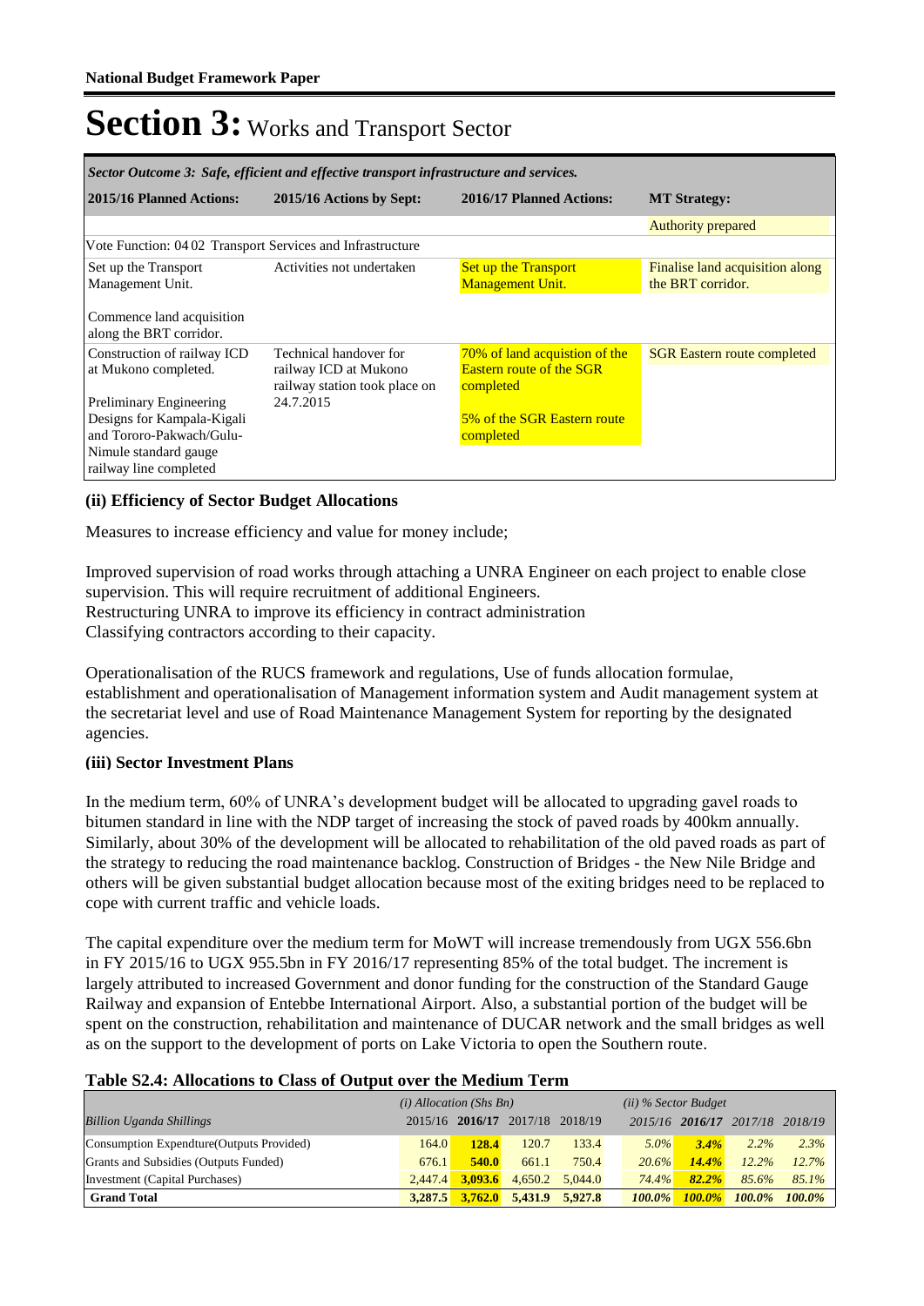# Section 3: Works and Transport Sector

| *Sector Outcome 3: Safe, efficient and effective transport infrastructure and services.* | | | |
|---|---|---|---|
| **2015/16 Planned Actions:** | **2015/16 Actions by Sept:** | **2016/17 Planned Actions:** | **MT Strategy:** |
| | | | Authority prepared |
| Vote Function: 04 02 Transport Services and Infrastructure | | | |
| Set up the Transport Management Unit.<br><br>Commence land acquisition along the BRT corridor. | Activities not undertaken | Set up the Transport Management Unit. | Finalise land acquisition along the BRT corridor. |
| Construction of railway ICD at Mukono completed.<br><br>Preliminary Engineering Designs for Kampala-Kigali and Tororo-Pakwach/Gulu-Nimule standard gauge railway line completed | Technical handover for railway ICD at Mukono railway station took place on 24.7.2015 | 70% of land acquistion of the Eastern route of the SGR completed<br><br>5% of the SGR Eastern route completed | SGR Eastern route completed |

### (ii) Efficiency of Sector Budget Allocations

Measures to increase efficiency and value for money include;

Improved supervision of road works through attaching a UNRA Engineer on each project to enable close supervision. This will require recruitment of additional Engineers.
Restructuring UNRA to improve its efficiency in contract administration
Classifying contractors according to their capacity.

Operationalisation of the RUCS framework and regulations, Use of funds allocation formulae, establishment and operationalisation of Management information system and Audit management system at the secretariat level and use of Road Maintenance Management System for reporting by the designated agencies.

### (iii) Sector Investment Plans

In the medium term, 60% of UNRA's development budget will be allocated to upgrading gavel roads to bitumen standard in line with the NDP target of increasing the stock of paved roads by 400km annually. Similarly, about 30% of the development will be allocated to rehabilitation of the old paved roads as part of the strategy to reducing the road maintenance backlog. Construction of Bridges - the New Nile Bridge and others will be given substantial budget allocation because most of the exiting bridges need to be replaced to cope with current traffic and vehicle loads.

The capital expenditure over the medium term for MoWT will increase tremendously from UGX 556.6bn in FY 2015/16 to UGX 955.5bn in FY 2016/17 representing 85% of the total budget. The increment is largely attributed to increased Government and donor funding for the construction of the Standard Gauge Railway and expansion of Entebbe International Airport. Also, a substantial portion of the budget will be spent on the construction, rehabilitation and maintenance of DUCAR network and the small bridges as well as on the support to the development of ports on Lake Victoria to open the Southern route.

**Table S2.4: Allocations to Class of Output over the Medium Term**

| | *(i) Allocation (Shs Bn)* | | | | *(ii) % Sector Budget* | | | |
|---|---|---|---|---|---|---|---|---|
| *Billion Uganda Shillings* | 2015/16 | **2016/17** | 2017/18 | 2018/19 | *2015/16* | ***2016/17*** | *2017/18* | *2018/19* |
| Consumption Expendture(Outputs Provided) | 164.0 | **128.4** | 120.7 | 133.4 | *5.0%* | ***3.4%*** | *2.2%* | *2.3%* |
| Grants and Subsidies (Outputs Funded) | 676.1 | **540.0** | 661.1 | 750.4 | *20.6%* | ***14.4%*** | *12.2%* | *12.7%* |
| Investment (Capital Purchases) | 2,447.4 | **3,093.6** | 4,650.2 | 5,044.0 | *74.4%* | ***82.2%*** | *85.6%* | *85.1%* |
| **Grand Total** | **3,287.5** | **3,762.0** | **5,431.9** | **5,927.8** | ***100.0%*** | ***100.0%*** | ***100.0%*** | ***100.0%*** |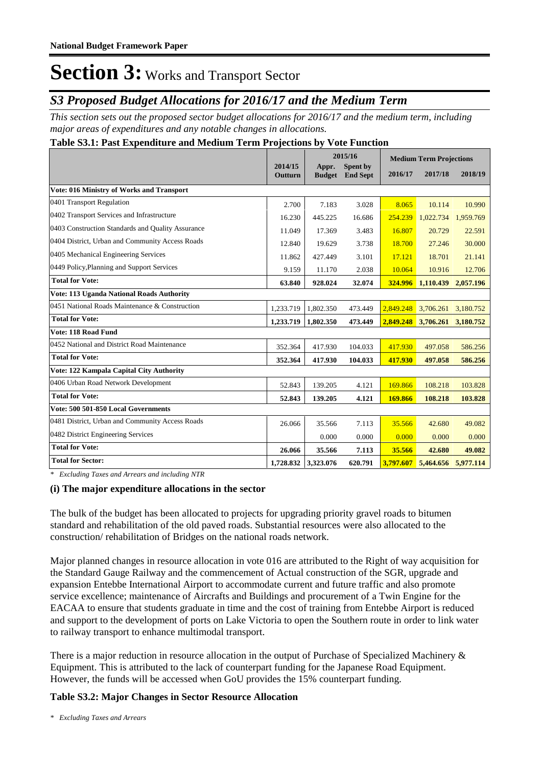# Section 3: Works and Transport Sector

## S3 Proposed Budget Allocations for 2016/17 and the Medium Term

*This section sets out the proposed sector budget allocations for 2016/17 and the medium term, including major areas of expenditures and any notable changes in allocations.*

**Table S3.1: Past Expenditure and Medium Term Projections by Vote Function**

| | 2014/15 | 2015/16 | | Medium Term Projections | | |
|---|---|---|---|---|---|---|
| | Outturn | Appr. Budget | Spent by End Sept | 2016/17 | 2017/18 | 2018/19 |
| **Vote: 016 Ministry of Works and Transport** | | | | | | |
| 0401 Transport Regulation | 2.700 | 7.183 | 3.028 | 8.065 | 10.114 | 10.990 |
| 0402 Transport Services and Infrastructure | 16.230 | 445.225 | 16.686 | 254.239 | 1,022.734 | 1,959.769 |
| 0403 Construction Standards and Quality Assurance | 11.049 | 17.369 | 3.483 | 16.807 | 20.729 | 22.591 |
| 0404 District, Urban and Community Access Roads | 12.840 | 19.629 | 3.738 | 18.700 | 27.246 | 30.000 |
| 0405 Mechanical Engineering Services | 11.862 | 427.449 | 3.101 | 17.121 | 18.701 | 21.141 |
| 0449 Policy,Planning and Support Services | 9.159 | 11.170 | 2.038 | 10.064 | 10.916 | 12.706 |
| **Total for Vote:** | **63.840** | **928.024** | **32.074** | **324.996** | **1,110.439** | **2,057.196** |
| **Vote: 113 Uganda National Roads Authority** | | | | | | |
| 0451 National Roads Maintenance & Construction | 1,233.719 | 1,802.350 | 473.449 | 2,849.248 | 3,706.261 | 3,180.752 |
| **Total for Vote:** | **1,233.719** | **1,802.350** | **473.449** | **2,849.248** | **3,706.261** | **3,180.752** |
| **Vote: 118 Road Fund** | | | | | | |
| 0452 National and District Road Maintenance | 352.364 | 417.930 | 104.033 | 417.930 | 497.058 | 586.256 |
| **Total for Vote:** | **352.364** | **417.930** | **104.033** | **417.930** | **497.058** | **586.256** |
| **Vote: 122 Kampala Capital City Authority** | | | | | | |
| 0406 Urban Road Network Development | 52.843 | 139.205 | 4.121 | 169.866 | 108.218 | 103.828 |
| **Total for Vote:** | **52.843** | **139.205** | **4.121** | **169.866** | **108.218** | **103.828** |
| **Vote: 500 501-850 Local Governments** | | | | | | |
| 0481 District, Urban and Community Access Roads | 26.066 | 35.566 | 7.113 | 35.566 | 42.680 | 49.082 |
| 0482 District Engineering Services | | 0.000 | 0.000 | 0.000 | 0.000 | 0.000 |
| **Total for Vote:** | **26.066** | **35.566** | **7.113** | **35.566** | **42.680** | **49.082** |
| **Total for Sector:** | **1,728.832** | **3,323.076** | **620.791** | **3,797.607** | **5,464.656** | **5,977.114** |

* *Excluding Taxes and Arrears and including NTR*

### (i) The major expenditure allocations in the sector

The bulk of the budget has been allocated to projects for upgrading priority gravel roads to bitumen standard and rehabilitation of the old paved roads. Substantial resources were also allocated to the construction/ rehabilitation of Bridges on the national roads network.

Major planned changes in resource allocation in vote 016 are attributed to the Right of way acquisition for the Standard Gauge Railway and the commencement of Actual construction of the SGR, upgrade and expansion Entebbe International Airport to accommodate current and future traffic and also promote service excellence; maintenance of Aircrafts and Buildings and procurement of a Twin Engine for the EACAA to ensure that students graduate in time and the cost of training from Entebbe Airport is reduced and support to the development of ports on Lake Victoria to open the Southern route in order to link water to railway transport to enhance multimodal transport.

There is a major reduction in resource allocation in the output of Purchase of Specialized Machinery & Equipment. This is attributed to the lack of counterpart funding for the Japanese Road Equipment. However, the funds will be accessed when GoU provides the 15% counterpart funding.

**Table S3.2: Major Changes in Sector Resource Allocation**

* *Excluding Taxes and Arrears*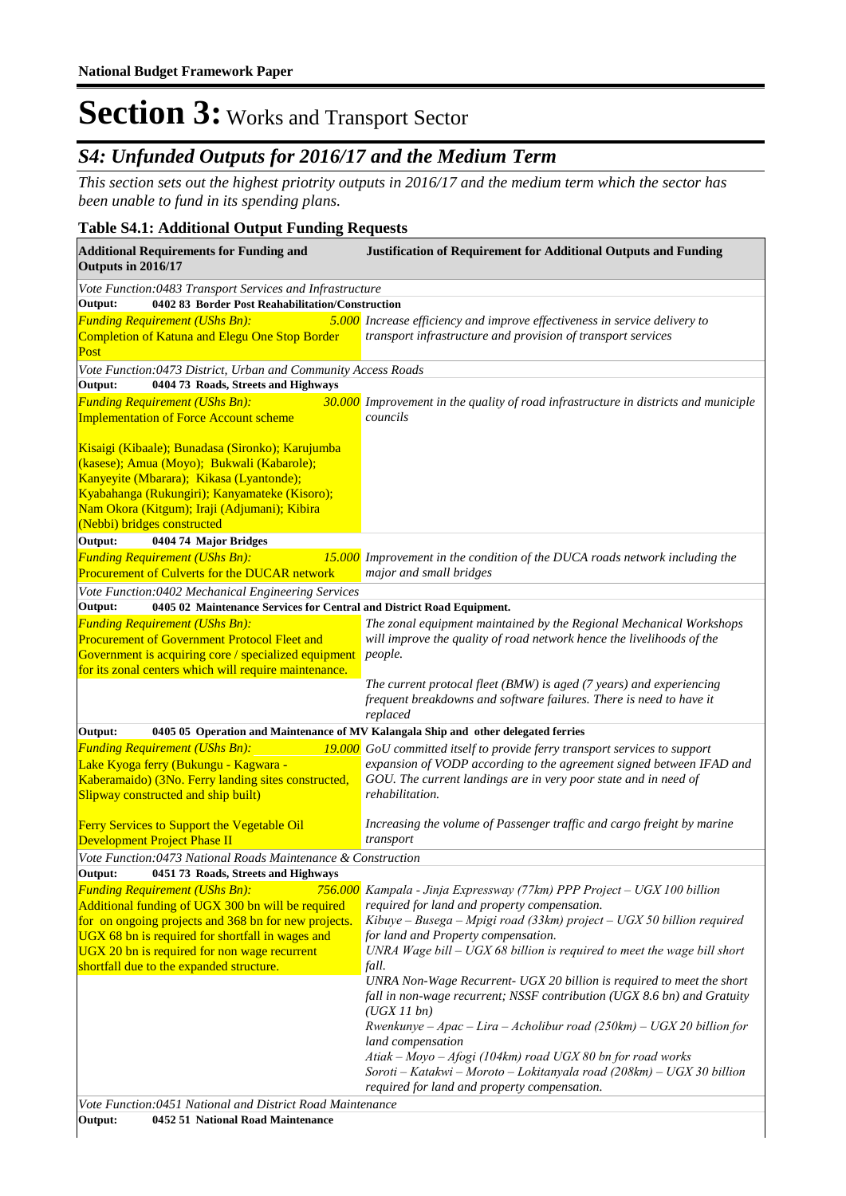**National Budget Framework Paper**

# Section 3: Works and Transport Sector

## S4: Unfunded Outputs for 2016/17 and the Medium Term

*This section sets out the highest priotrity outputs in 2016/17 and the medium term which the sector has been unable to fund in its spending plans.*

### Table S4.1: Additional Output Funding Requests

| Additional Requirements for Funding and Outputs in 2016/17 | Justification of Requirement for Additional Outputs and Funding |
|---|---|
| *Vote Function:0483 Transport Services and Infrastructure* | |
| **Output: 0402 83 Border Post Reahabilitation/Construction** | |
| *Funding Requirement (UShs Bn):* *5.000*<br>Completion of Katuna and Elegu One Stop Border Post | *Increase efficiency and improve effectiveness in service delivery to transport infrastructure and provision of transport services* |
| *Vote Function:0473 District, Urban and Community Access Roads* | |
| **Output: 0404 73 Roads, Streets and Highways** | |
| *Funding Requirement (UShs Bn):* *30.000*<br>Implementation of Force Account scheme<br><br>Kisaigi (Kibaale); Bunadasa (Sironko); Karujumba (kasese); Amua (Moyo); Bukwali (Kabarole); Kanyeyite (Mbarara); Kikasa (Lyantonde); Kyabahanga (Rukungiri); Kanyamateke (Kisoro); Nam Okora (Kitgum); Iraji (Adjumani); Kibira (Nebbi) bridges constructed | *Improvement in the quality of road infrastructure in districts and municiple councils* |
| **Output: 0404 74 Major Bridges** | |
| *Funding Requirement (UShs Bn):* *15.000*<br>Procurement of Culverts for the DUCAR network | *Improvement in the condition of the DUCA roads network including the major and small bridges* |
| *Vote Function:0402 Mechanical Engineering Services* | |
| **Output: 0405 02 Maintenance Services for Central and District Road Equipment.** | |
| *Funding Requirement (UShs Bn):*<br>Procurement of Government Protocol Fleet and Government is acquiring core / specialized equipment for its zonal centers which will require maintenance. | *The zonal equipment maintained by the Regional Mechanical Workshops will improve the quality of road network hence the livelihoods of the people.*<br><br>*The current protocal fleet (BMW) is aged (7 years) and experiencing frequent breakdowns and software failures. There is need to have it replaced* |
| **Output: 0405 05 Operation and Maintenance of MV Kalangala Ship and other delegated ferries** | |
| *Funding Requirement (UShs Bn):* *19.000*<br>Lake Kyoga ferry (Bukungu - Kagwara - Kaberamaido) (3No. Ferry landing sites constructed, Slipway constructed and ship built)<br><br>Ferry Services to Support the Vegetable Oil Development Project Phase II | *GoU committed itself to provide ferry transport services to support expansion of VODP according to the agreement signed between IFAD and GOU. The current landings are in very poor state and in need of rehabilitation.*<br><br>*Increasing the volume of Passenger traffic and cargo freight by marine transport* |
| *Vote Function:0473 National Roads Maintenance & Construction* | |
| **Output: 0451 73 Roads, Streets and Highways** | |
| *Funding Requirement (UShs Bn):* *756.000*<br>Additional funding of UGX 300 bn will be required for on ongoing projects and 368 bn for new projects. UGX 68 bn is required for shortfall in wages and UGX 20 bn is required for non wage recurrent shortfall due to the expanded structure. | *Kampala - Jinja Expressway (77km) PPP Project – UGX 100 billion required for land and property compensation.*<br>*Kibuye – Busega – Mpigi road (33km) project – UGX 50 billion required for land and Property compensation.*<br>*UNRA Wage bill – UGX 68 billion is required to meet the wage bill short fall.*<br>*UNRA Non-Wage Recurrent- UGX 20 billion is required to meet the short fall in non-wage recurrent; NSSF contribution (UGX 8.6 bn) and Gratuity (UGX 11 bn)*<br>*Rwenkunye – Apac – Lira – Acholibur road (250km) – UGX 20 billion for land compensation*<br>*Atiak – Moyo – Afogi (104km) road UGX 80 bn for road works*<br>*Soroti – Katakwi – Moroto – Lokitanyala road (208km) – UGX 30 billion required for land and property compensation.* |
| *Vote Function:0451 National and District Road Maintenance* | |
| **Output: 0452 51 National Road Maintenance** | |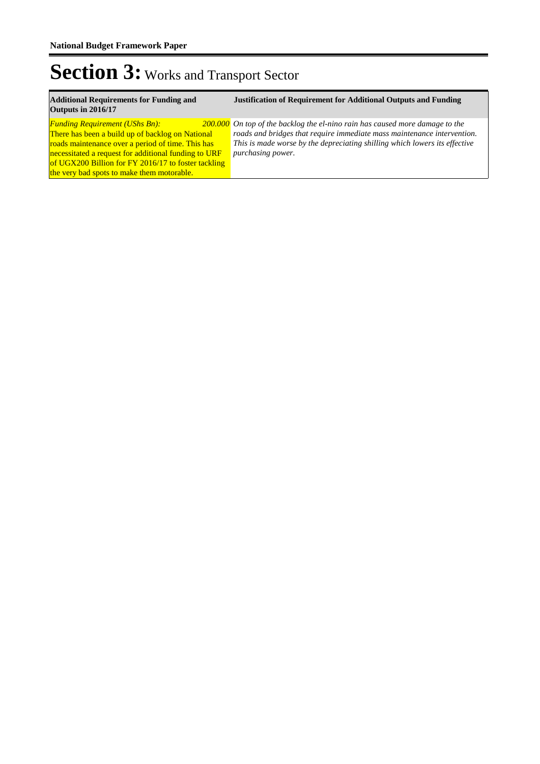# Section 3: Works and Transport Sector

| Additional Requirements for Funding and Outputs in 2016/17 | | Justification of Requirement for Additional Outputs and Funding |
|---|---|---|
| *Funding Requirement (UShs Bn):* There has been a build up of backlog on National roads maintenance over a period of time. This has necessitated a request for additional funding to URF of UGX200 Billion for FY 2016/17 to foster tackling the very bad spots to make them motorable. | *200.000* | *On top of the backlog the el-nino rain has caused more damage to the roads and bridges that require immediate mass maintenance intervention. This is made worse by the depreciating shilling which lowers its effective purchasing power.* |